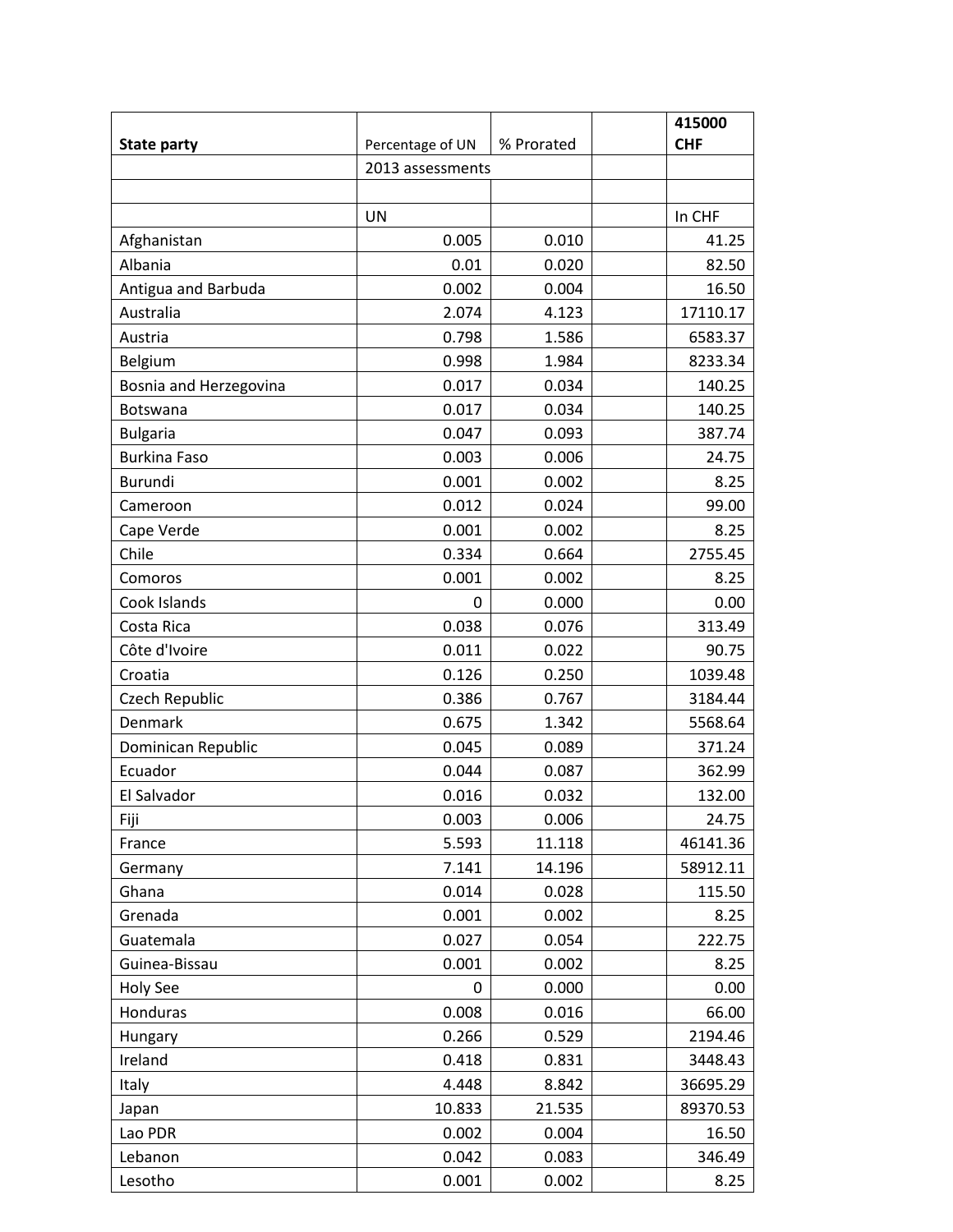| **State party** | Percentage of UN | % Prorated | | **415000 CHF** |
|---|---|---|---|---|
| | 2013 assessments | | | |
| | | | | |
| | UN | | | In CHF |
| Afghanistan | 0.005 | 0.010 | | 41.25 |
| Albania | 0.01 | 0.020 | | 82.50 |
| Antigua and Barbuda | 0.002 | 0.004 | | 16.50 |
| Australia | 2.074 | 4.123 | | 17110.17 |
| Austria | 0.798 | 1.586 | | 6583.37 |
| Belgium | 0.998 | 1.984 | | 8233.34 |
| Bosnia and Herzegovina | 0.017 | 0.034 | | 140.25 |
| Botswana | 0.017 | 0.034 | | 140.25 |
| Bulgaria | 0.047 | 0.093 | | 387.74 |
| Burkina Faso | 0.003 | 0.006 | | 24.75 |
| Burundi | 0.001 | 0.002 | | 8.25 |
| Cameroon | 0.012 | 0.024 | | 99.00 |
| Cape Verde | 0.001 | 0.002 | | 8.25 |
| Chile | 0.334 | 0.664 | | 2755.45 |
| Comoros | 0.001 | 0.002 | | 8.25 |
| Cook Islands | 0 | 0.000 | | 0.00 |
| Costa Rica | 0.038 | 0.076 | | 313.49 |
| Côte d'Ivoire | 0.011 | 0.022 | | 90.75 |
| Croatia | 0.126 | 0.250 | | 1039.48 |
| Czech Republic | 0.386 | 0.767 | | 3184.44 |
| Denmark | 0.675 | 1.342 | | 5568.64 |
| Dominican Republic | 0.045 | 0.089 | | 371.24 |
| Ecuador | 0.044 | 0.087 | | 362.99 |
| El Salvador | 0.016 | 0.032 | | 132.00 |
| Fiji | 0.003 | 0.006 | | 24.75 |
| France | 5.593 | 11.118 | | 46141.36 |
| Germany | 7.141 | 14.196 | | 58912.11 |
| Ghana | 0.014 | 0.028 | | 115.50 |
| Grenada | 0.001 | 0.002 | | 8.25 |
| Guatemala | 0.027 | 0.054 | | 222.75 |
| Guinea-Bissau | 0.001 | 0.002 | | 8.25 |
| Holy See | 0 | 0.000 | | 0.00 |
| Honduras | 0.008 | 0.016 | | 66.00 |
| Hungary | 0.266 | 0.529 | | 2194.46 |
| Ireland | 0.418 | 0.831 | | 3448.43 |
| Italy | 4.448 | 8.842 | | 36695.29 |
| Japan | 10.833 | 21.535 | | 89370.53 |
| Lao PDR | 0.002 | 0.004 | | 16.50 |
| Lebanon | 0.042 | 0.083 | | 346.49 |
| Lesotho | 0.001 | 0.002 | | 8.25 |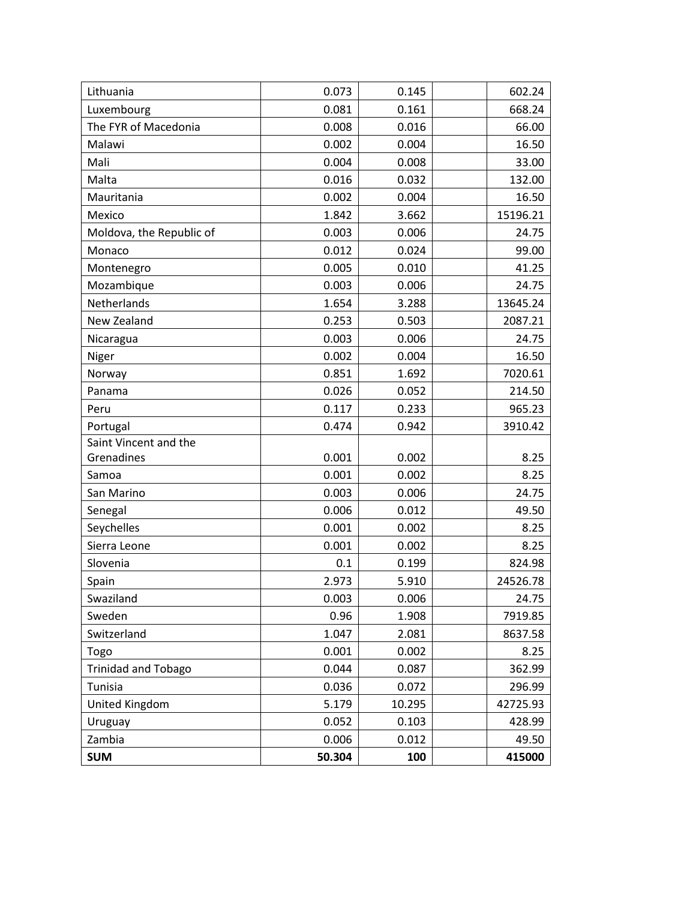| | | | | |
|---|---|---|---|---|
| Lithuania | 0.073 | 0.145 | | 602.24 |
| Luxembourg | 0.081 | 0.161 | | 668.24 |
| The FYR of Macedonia | 0.008 | 0.016 | | 66.00 |
| Malawi | 0.002 | 0.004 | | 16.50 |
| Mali | 0.004 | 0.008 | | 33.00 |
| Malta | 0.016 | 0.032 | | 132.00 |
| Mauritania | 0.002 | 0.004 | | 16.50 |
| Mexico | 1.842 | 3.662 | | 15196.21 |
| Moldova, the Republic of | 0.003 | 0.006 | | 24.75 |
| Monaco | 0.012 | 0.024 | | 99.00 |
| Montenegro | 0.005 | 0.010 | | 41.25 |
| Mozambique | 0.003 | 0.006 | | 24.75 |
| Netherlands | 1.654 | 3.288 | | 13645.24 |
| New Zealand | 0.253 | 0.503 | | 2087.21 |
| Nicaragua | 0.003 | 0.006 | | 24.75 |
| Niger | 0.002 | 0.004 | | 16.50 |
| Norway | 0.851 | 1.692 | | 7020.61 |
| Panama | 0.026 | 0.052 | | 214.50 |
| Peru | 0.117 | 0.233 | | 965.23 |
| Portugal | 0.474 | 0.942 | | 3910.42 |
| Saint Vincent and the Grenadines | 0.001 | 0.002 | | 8.25 |
| Samoa | 0.001 | 0.002 | | 8.25 |
| San Marino | 0.003 | 0.006 | | 24.75 |
| Senegal | 0.006 | 0.012 | | 49.50 |
| Seychelles | 0.001 | 0.002 | | 8.25 |
| Sierra Leone | 0.001 | 0.002 | | 8.25 |
| Slovenia | 0.1 | 0.199 | | 824.98 |
| Spain | 2.973 | 5.910 | | 24526.78 |
| Swaziland | 0.003 | 0.006 | | 24.75 |
| Sweden | 0.96 | 1.908 | | 7919.85 |
| Switzerland | 1.047 | 2.081 | | 8637.58 |
| Togo | 0.001 | 0.002 | | 8.25 |
| Trinidad and Tobago | 0.044 | 0.087 | | 362.99 |
| Tunisia | 0.036 | 0.072 | | 296.99 |
| United Kingdom | 5.179 | 10.295 | | 42725.93 |
| Uruguay | 0.052 | 0.103 | | 428.99 |
| Zambia | 0.006 | 0.012 | | 49.50 |
| **SUM** | **50.304** | **100** | | **415000** |